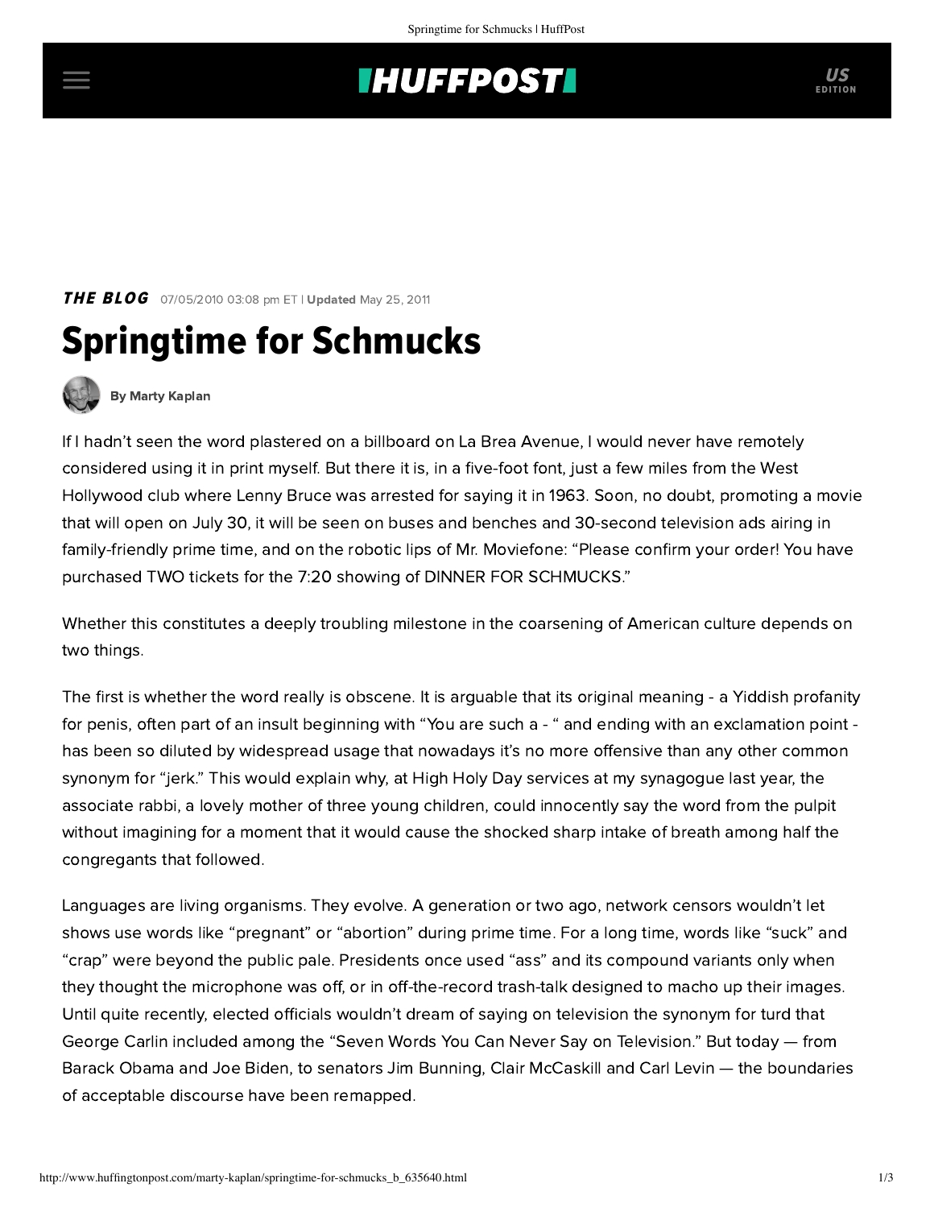**THE BLOG** 07/05/2010 03:08 pm ET | **Updated** May 25, 2011

# Springtime for Schmucks

By Marty Kaplan

If I hadn't seen the word plastered on a billboard on La Brea Avenue, I would never have remotely considered using it in print myself. But there it is, in a five-foot font, just a few miles from the West Hollywood club where Lenny Bruce was arrested for saying it in 1963. Soon, no doubt, promoting a movie that will open on July 30, it will be seen on buses and benches and 30-second television ads airing in family-friendly prime time, and on the robotic lips of Mr. Moviefone: "Please confirm your order! You have purchased TWO tickets for the 7:20 showing of DINNER FOR SCHMUCKS."

Whether this constitutes a deeply troubling milestone in the coarsening of American culture depends on two things.

The first is whether the word really is obscene. It is arguable that its original meaning - a Yiddish profanity for penis, often part of an insult beginning with "You are such a - " and ending with an exclamation point - has been so diluted by widespread usage that nowadays it's no more offensive than any other common synonym for "jerk." This would explain why, at High Holy Day services at my synagogue last year, the associate rabbi, a lovely mother of three young children, could innocently say the word from the pulpit without imagining for a moment that it would cause the shocked sharp intake of breath among half the congregants that followed.

Languages are living organisms. They evolve. A generation or two ago, network censors wouldn't let shows use words like "pregnant" or "abortion" during prime time. For a long time, words like "suck" and "crap" were beyond the public pale. Presidents once used "ass" and its compound variants only when they thought the microphone was off, or in off-the-record trash-talk designed to macho up their images. Until quite recently, elected officials wouldn't dream of saying on television the synonym for turd that George Carlin included among the "Seven Words You Can Never Say on Television." But today — from Barack Obama and Joe Biden, to senators Jim Bunning, Clair McCaskill and Carl Levin — the boundaries of acceptable discourse have been remapped.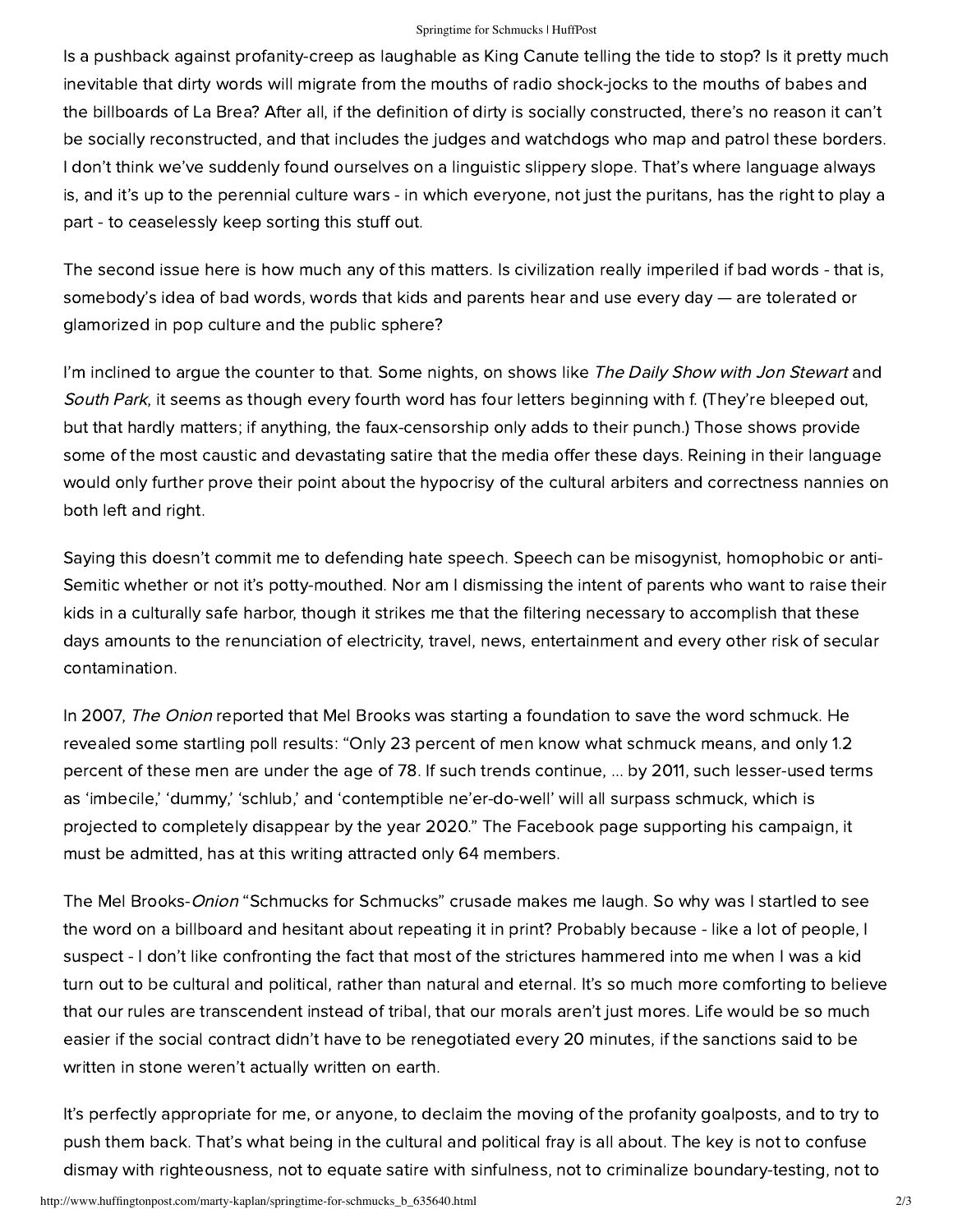Is a pushback against profanity-creep as laughable as King Canute telling the tide to stop? Is it pretty much inevitable that dirty words will migrate from the mouths of radio shock-jocks to the mouths of babes and the billboards of La Brea? After all, if the definition of dirty is socially constructed, there's no reason it can't be socially reconstructed, and that includes the judges and watchdogs who map and patrol these borders. I don't think we've suddenly found ourselves on a linguistic slippery slope. That's where language always is, and it's up to the perennial culture wars - in which everyone, not just the puritans, has the right to play a part - to ceaselessly keep sorting this stuff out.

The second issue here is how much any of this matters. Is civilization really imperiled if bad words - that is, somebody's idea of bad words, words that kids and parents hear and use every day — are tolerated or glamorized in pop culture and the public sphere?

I'm inclined to argue the counter to that. Some nights, on shows like *The Daily Show with Jon Stewart* and *South Park*, it seems as though every fourth word has four letters beginning with f. (They're bleeped out, but that hardly matters; if anything, the faux-censorship only adds to their punch.) Those shows provide some of the most caustic and devastating satire that the media offer these days. Reining in their language would only further prove their point about the hypocrisy of the cultural arbiters and correctness nannies on both left and right.

Saying this doesn't commit me to defending hate speech. Speech can be misogynist, homophobic or anti-Semitic whether or not it's potty-mouthed. Nor am I dismissing the intent of parents who want to raise their kids in a culturally safe harbor, though it strikes me that the filtering necessary to accomplish that these days amounts to the renunciation of electricity, travel, news, entertainment and every other risk of secular contamination.

In 2007, *The Onion* reported that Mel Brooks was starting a foundation to save the word schmuck. He revealed some startling poll results: "Only 23 percent of men know what schmuck means, and only 1.2 percent of these men are under the age of 78. If such trends continue, ... by 2011, such lesser-used terms as 'imbecile,' 'dummy,' 'schlub,' and 'contemptible ne'er-do-well' will all surpass schmuck, which is projected to completely disappear by the year 2020." The Facebook page supporting his campaign, it must be admitted, has at this writing attracted only 64 members.

The Mel Brooks-*Onion* "Schmucks for Schmucks" crusade makes me laugh. So why was I startled to see the word on a billboard and hesitant about repeating it in print? Probably because - like a lot of people, I suspect - I don't like confronting the fact that most of the strictures hammered into me when I was a kid turn out to be cultural and political, rather than natural and eternal. It's so much more comforting to believe that our rules are transcendent instead of tribal, that our morals aren't just mores. Life would be so much easier if the social contract didn't have to be renegotiated every 20 minutes, if the sanctions said to be written in stone weren't actually written on earth.

It's perfectly appropriate for me, or anyone, to declaim the moving of the profanity goalposts, and to try to push them back. That's what being in the cultural and political fray is all about. The key is not to confuse dismay with righteousness, not to equate satire with sinfulness, not to criminalize boundary-testing, not to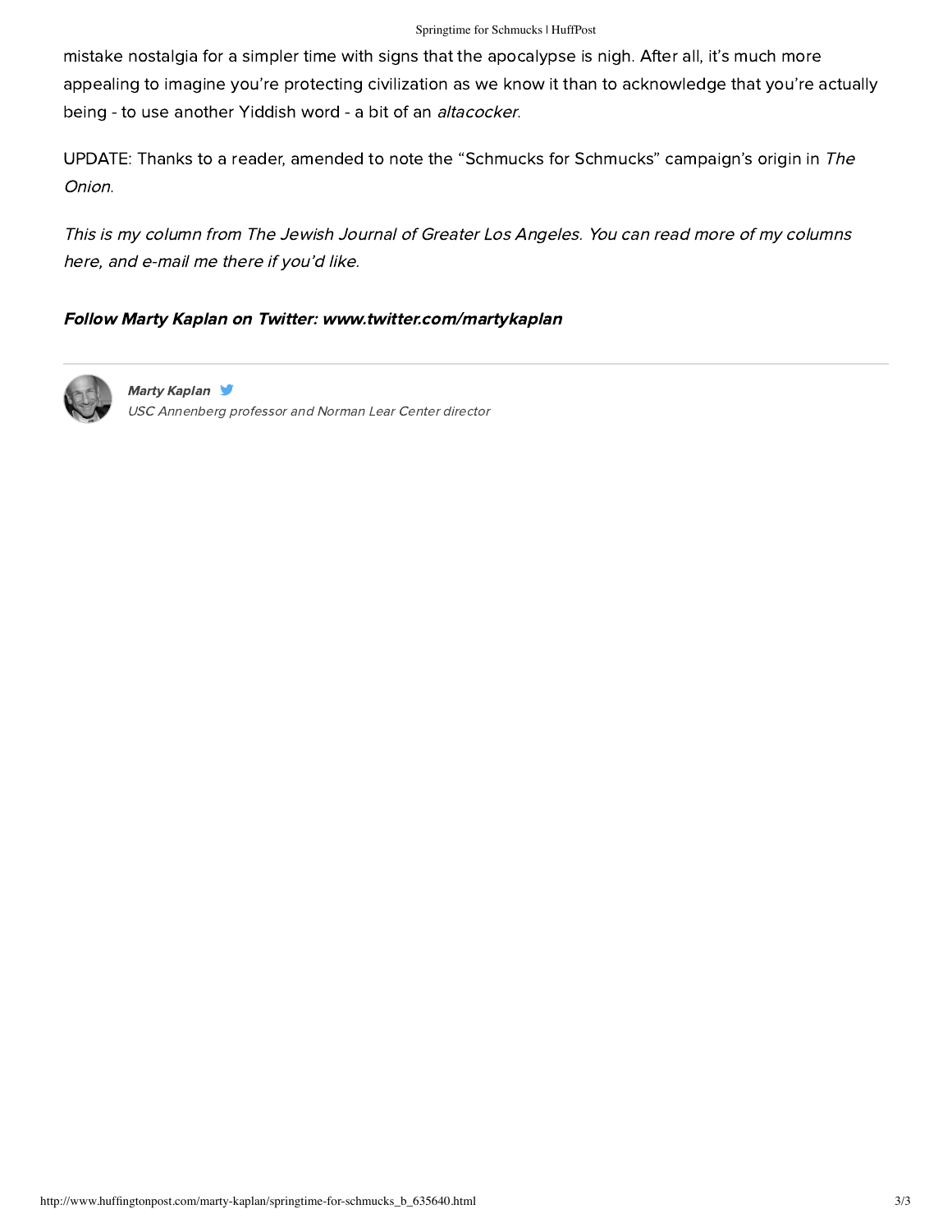mistake nostalgia for a simpler time with signs that the apocalypse is nigh. After all, it's much more appealing to imagine you're protecting civilization as we know it than to acknowledge that you're actually being - to use another Yiddish word - a bit of an *altacocker*.

UPDATE: Thanks to a reader, amended to note the "Schmucks for Schmucks" campaign's origin in *The Onion*.

*This is my column from The Jewish Journal of Greater Los Angeles. You can read more of my columns here, and e-mail me there if you'd like.*

***Follow Marty Kaplan on Twitter: www.twitter.com/martykaplan***

---

***Marty Kaplan***
*USC Annenberg professor and Norman Lear Center director*